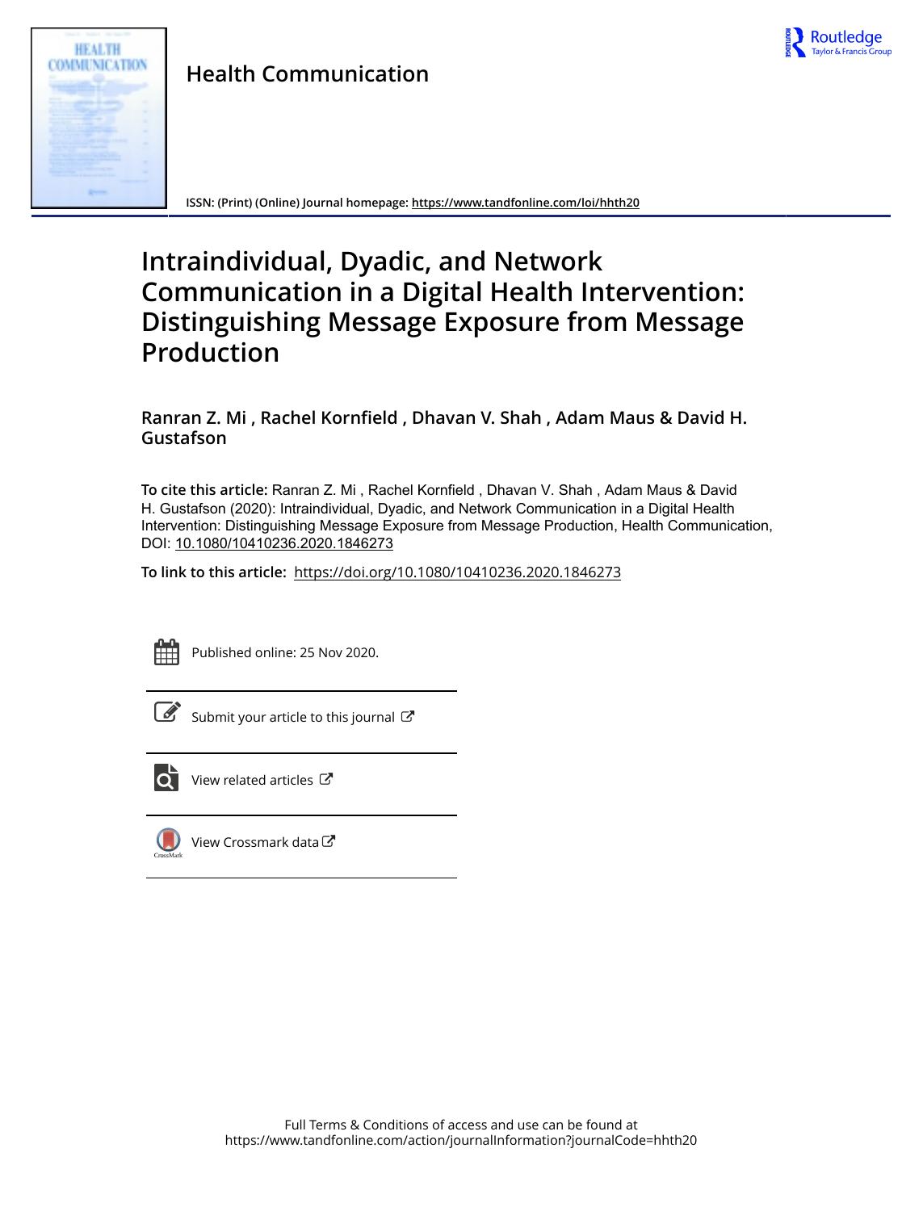Health Communication

ISSN: (Print) (Online) Journal homepage: https://www.tandfonline.com/loi/hhth20

# Intraindividual, Dyadic, and Network Communication in a Digital Health Intervention: Distinguishing Message Exposure from Message Production

**Ranran Z. Mi , Rachel Kornfield , Dhavan V. Shah , Adam Maus & David H. Gustafson**

**To cite this article:** Ranran Z. Mi , Rachel Kornfield , Dhavan V. Shah , Adam Maus & David H. Gustafson (2020): Intraindividual, Dyadic, and Network Communication in a Digital Health Intervention: Distinguishing Message Exposure from Message Production, Health Communication, DOI: 10.1080/10410236.2020.1846273

**To link to this article:** https://doi.org/10.1080/10410236.2020.1846273

Published online: 25 Nov 2020.

Submit your article to this journal

View related articles

View Crossmark data

Full Terms & Conditions of access and use can be found at https://www.tandfonline.com/action/journalInformation?journalCode=hhth20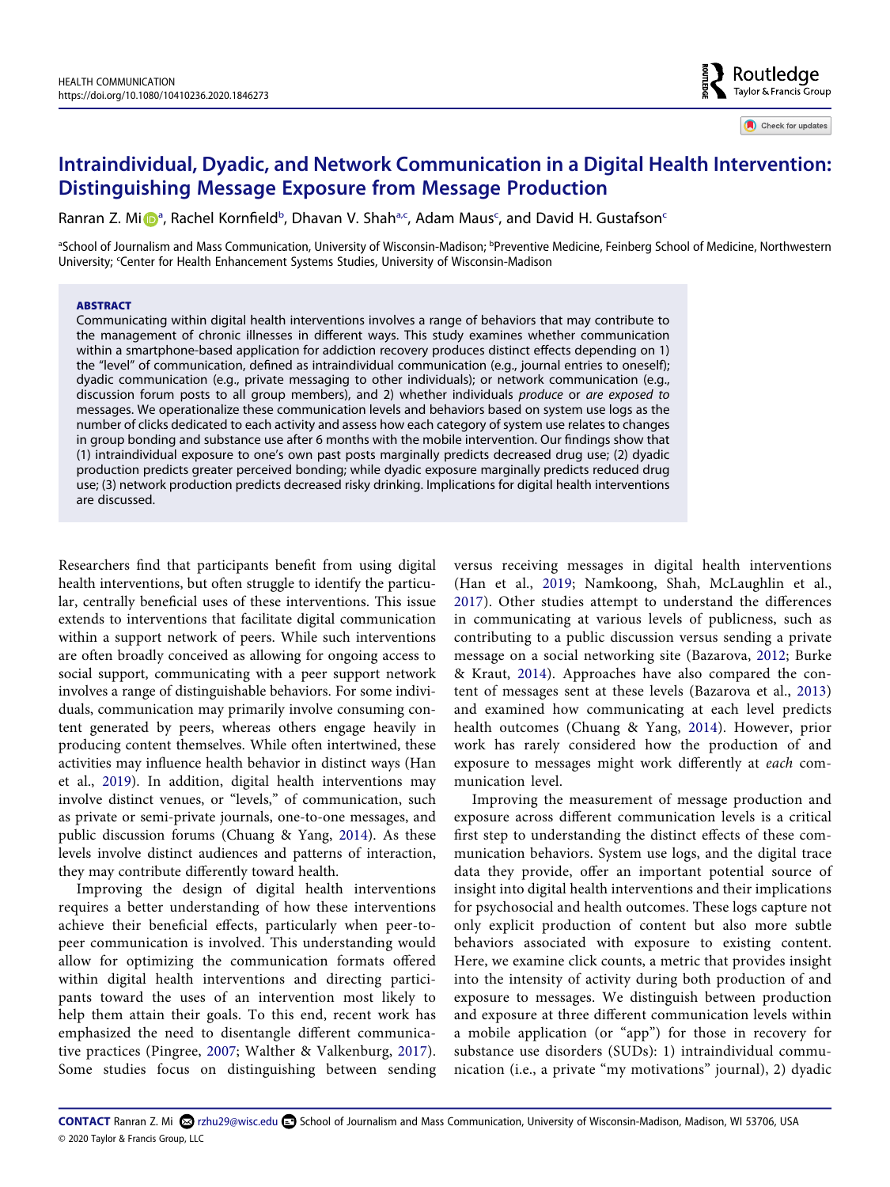# Intraindividual, Dyadic, and Network Communication in a Digital Health Intervention: Distinguishing Message Exposure from Message Production

Ranran Z. Mi[a], Rachel Kornfield[b], Dhavan V. Shah[a,c], Adam Maus[c], and David H. Gustafson[c]

[a]School of Journalism and Mass Communication, University of Wisconsin-Madison; [b]Preventive Medicine, Feinberg School of Medicine, Northwestern University; [c]Center for Health Enhancement Systems Studies, University of Wisconsin-Madison

## ABSTRACT

Communicating within digital health interventions involves a range of behaviors that may contribute to the management of chronic illnesses in different ways. This study examines whether communication within a smartphone-based application for addiction recovery produces distinct effects depending on 1) the "level" of communication, defined as intraindividual communication (e.g., journal entries to oneself); dyadic communication (e.g., private messaging to other individuals); or network communication (e.g., discussion forum posts to all group members), and 2) whether individuals *produce* or *are exposed to* messages. We operationalize these communication levels and behaviors based on system use logs as the number of clicks dedicated to each activity and assess how each category of system use relates to changes in group bonding and substance use after 6 months with the mobile intervention. Our findings show that (1) intraindividual exposure to one's own past posts marginally predicts decreased drug use; (2) dyadic production predicts greater perceived bonding; while dyadic exposure marginally predicts reduced drug use; (3) network production predicts decreased risky drinking. Implications for digital health interventions are discussed.

Researchers find that participants benefit from using digital health interventions, but often struggle to identify the particular, centrally beneficial uses of these interventions. This issue extends to interventions that facilitate digital communication within a support network of peers. While such interventions are often broadly conceived as allowing for ongoing access to social support, communicating with a peer support network involves a range of distinguishable behaviors. For some individuals, communication may primarily involve consuming content generated by peers, whereas others engage heavily in producing content themselves. While often intertwined, these activities may influence health behavior in distinct ways (Han et al., 2019). In addition, digital health interventions may involve distinct venues, or "levels," of communication, such as private or semi-private journals, one-to-one messages, and public discussion forums (Chuang & Yang, 2014). As these levels involve distinct audiences and patterns of interaction, they may contribute differently toward health.

Improving the design of digital health interventions requires a better understanding of how these interventions achieve their beneficial effects, particularly when peer-to-peer communication is involved. This understanding would allow for optimizing the communication formats offered within digital health interventions and directing participants toward the uses of an intervention most likely to help them attain their goals. To this end, recent work has emphasized the need to disentangle different communicative practices (Pingree, 2007; Walther & Valkenburg, 2017). Some studies focus on distinguishing between sending versus receiving messages in digital health interventions (Han et al., 2019; Namkoong, Shah, McLaughlin et al., 2017). Other studies attempt to understand the differences in communicating at various levels of publicness, such as contributing to a public discussion versus sending a private message on a social networking site (Bazarova, 2012; Burke & Kraut, 2014). Approaches have also compared the content of messages sent at these levels (Bazarova et al., 2013) and examined how communicating at each level predicts health outcomes (Chuang & Yang, 2014). However, prior work has rarely considered how the production of and exposure to messages might work differently at *each* communication level.

Improving the measurement of message production and exposure across different communication levels is a critical first step to understanding the distinct effects of these communication behaviors. System use logs, and the digital trace data they provide, offer an important potential source of insight into digital health interventions and their implications for psychosocial and health outcomes. These logs capture not only explicit production of content but also more subtle behaviors associated with exposure to existing content. Here, we examine click counts, a metric that provides insight into the intensity of activity during both production of and exposure to messages. We distinguish between production and exposure at three different communication levels within a mobile application (or "app") for those in recovery for substance use disorders (SUDs): 1) intraindividual communication (i.e., a private "my motivations" journal), 2) dyadic

**CONTACT** Ranran Z. Mi rzhu29@wisc.edu School of Journalism and Mass Communication, University of Wisconsin-Madison, Madison, WI 53706, USA
© 2020 Taylor & Francis Group, LLC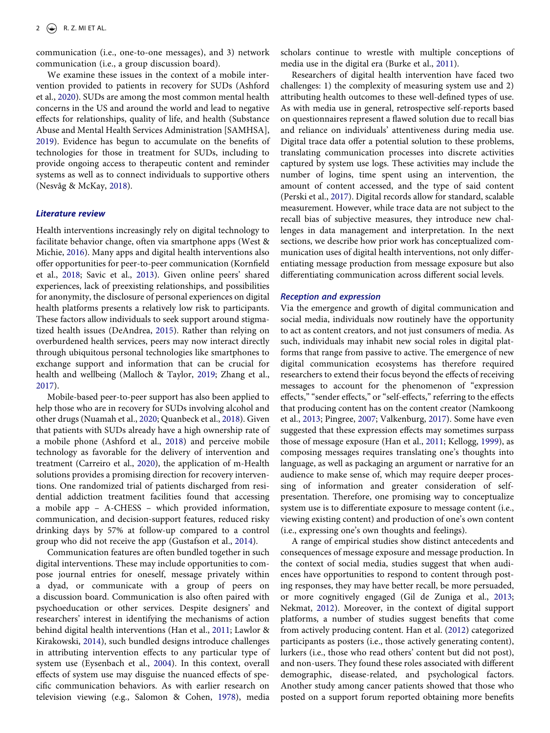communication (i.e., one-to-one messages), and 3) network communication (i.e., a group discussion board).

We examine these issues in the context of a mobile intervention provided to patients in recovery for SUDs (Ashford et al., 2020). SUDs are among the most common mental health concerns in the US and around the world and lead to negative effects for relationships, quality of life, and health (Substance Abuse and Mental Health Services Administration [SAMHSA], 2019). Evidence has begun to accumulate on the benefits of technologies for those in treatment for SUDs, including to provide ongoing access to therapeutic content and reminder systems as well as to connect individuals to supportive others (Nesvåg & McKay, 2018).

### Literature review

Health interventions increasingly rely on digital technology to facilitate behavior change, often via smartphone apps (West & Michie, 2016). Many apps and digital health interventions also offer opportunities for peer-to-peer communication (Kornfield et al., 2018; Savic et al., 2013). Given online peers' shared experiences, lack of preexisting relationships, and possibilities for anonymity, the disclosure of personal experiences on digital health platforms presents a relatively low risk to participants. These factors allow individuals to seek support around stigmatized health issues (DeAndrea, 2015). Rather than relying on overburdened health services, peers may now interact directly through ubiquitous personal technologies like smartphones to exchange support and information that can be crucial for health and wellbeing (Malloch & Taylor, 2019; Zhang et al., 2017).

Mobile-based peer-to-peer support has also been applied to help those who are in recovery for SUDs involving alcohol and other drugs (Nuamah et al., 2020; Quanbeck et al., 2018). Given that patients with SUDs already have a high ownership rate of a mobile phone (Ashford et al., 2018) and perceive mobile technology as favorable for the delivery of intervention and treatment (Carreiro et al., 2020), the application of m-Health solutions provides a promising direction for recovery interventions. One randomized trial of patients discharged from residential addiction treatment facilities found that accessing a mobile app – A-CHESS – which provided information, communication, and decision-support features, reduced risky drinking days by 57% at follow-up compared to a control group who did not receive the app (Gustafson et al., 2014).

Communication features are often bundled together in such digital interventions. These may include opportunities to compose journal entries for oneself, message privately within a dyad, or communicate with a group of peers on a discussion board. Communication is also often paired with psychoeducation or other services. Despite designers' and researchers' interest in identifying the mechanisms of action behind digital health interventions (Han et al., 2011; Lawlor & Kirakowski, 2014), such bundled designs introduce challenges in attributing intervention effects to any particular type of system use (Eysenbach et al., 2004). In this context, overall effects of system use may disguise the nuanced effects of specific communication behaviors. As with earlier research on television viewing (e.g., Salomon & Cohen, 1978), media scholars continue to wrestle with multiple conceptions of media use in the digital era (Burke et al., 2011).

Researchers of digital health intervention have faced two challenges: 1) the complexity of measuring system use and 2) attributing health outcomes to these well-defined types of use. As with media use in general, retrospective self-reports based on questionnaires represent a flawed solution due to recall bias and reliance on individuals' attentiveness during media use. Digital trace data offer a potential solution to these problems, translating communication processes into discrete activities captured by system use logs. These activities may include the number of logins, time spent using an intervention, the amount of content accessed, and the type of said content (Perski et al., 2017). Digital records allow for standard, scalable measurement. However, while trace data are not subject to the recall bias of subjective measures, they introduce new challenges in data management and interpretation. In the next sections, we describe how prior work has conceptualized communication uses of digital health interventions, not only differentiating message production from message exposure but also differentiating communication across different social levels.

### Reception and expression

Via the emergence and growth of digital communication and social media, individuals now routinely have the opportunity to act as content creators, and not just consumers of media. As such, individuals may inhabit new social roles in digital platforms that range from passive to active. The emergence of new digital communication ecosystems has therefore required researchers to extend their focus beyond the effects of receiving messages to account for the phenomenon of "expression effects," "sender effects," or "self-effects," referring to the effects that producing content has on the content creator (Namkoong et al., 2013; Pingree, 2007; Valkenburg, 2017). Some have even suggested that these expression effects may sometimes surpass those of message exposure (Han et al., 2011; Kellogg, 1999), as composing messages requires translating one's thoughts into language, as well as packaging an argument or narrative for an audience to make sense of, which may require deeper processing of information and greater consideration of self-presentation. Therefore, one promising way to conceptualize system use is to differentiate exposure to message content (i.e., viewing existing content) and production of one's own content (i.e., expressing one's own thoughts and feelings).

A range of empirical studies show distinct antecedents and consequences of message exposure and message production. In the context of social media, studies suggest that when audiences have opportunities to respond to content through posting responses, they may have better recall, be more persuaded, or more cognitively engaged (Gil de Zuniga et al., 2013; Nekmat, 2012). Moreover, in the context of digital support platforms, a number of studies suggest benefits that come from actively producing content. Han et al. (2012) categorized participants as posters (i.e., those actively generating content), lurkers (i.e., those who read others' content but did not post), and non-users. They found these roles associated with different demographic, disease-related, and psychological factors. Another study among cancer patients showed that those who posted on a support forum reported obtaining more benefits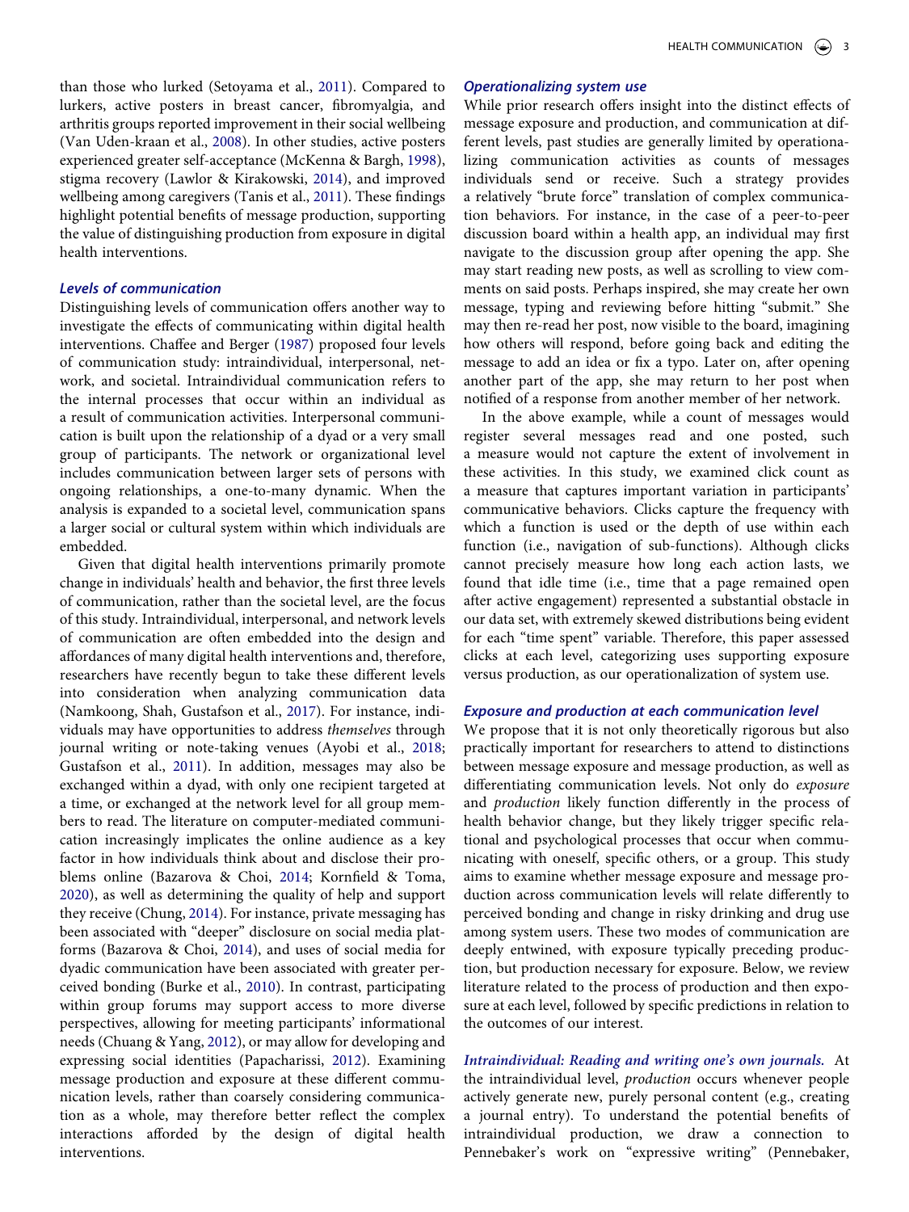than those who lurked (Setoyama et al., 2011). Compared to lurkers, active posters in breast cancer, fibromyalgia, and arthritis groups reported improvement in their social wellbeing (Van Uden-kraan et al., 2008). In other studies, active posters experienced greater self-acceptance (McKenna & Bargh, 1998), stigma recovery (Lawlor & Kirakowski, 2014), and improved wellbeing among caregivers (Tanis et al., 2011). These findings highlight potential benefits of message production, supporting the value of distinguishing production from exposure in digital health interventions.

### *Levels of communication*

Distinguishing levels of communication offers another way to investigate the effects of communicating within digital health interventions. Chaffee and Berger (1987) proposed four levels of communication study: intraindividual, interpersonal, network, and societal. Intraindividual communication refers to the internal processes that occur within an individual as a result of communication activities. Interpersonal communication is built upon the relationship of a dyad or a very small group of participants. The network or organizational level includes communication between larger sets of persons with ongoing relationships, a one-to-many dynamic. When the analysis is expanded to a societal level, communication spans a larger social or cultural system within which individuals are embedded.

Given that digital health interventions primarily promote change in individuals' health and behavior, the first three levels of communication, rather than the societal level, are the focus of this study. Intraindividual, interpersonal, and network levels of communication are often embedded into the design and affordances of many digital health interventions and, therefore, researchers have recently begun to take these different levels into consideration when analyzing communication data (Namkoong, Shah, Gustafson et al., 2017). For instance, individuals may have opportunities to address *themselves* through journal writing or note-taking venues (Ayobi et al., 2018; Gustafson et al., 2011). In addition, messages may also be exchanged within a dyad, with only one recipient targeted at a time, or exchanged at the network level for all group members to read. The literature on computer-mediated communication increasingly implicates the online audience as a key factor in how individuals think about and disclose their problems online (Bazarova & Choi, 2014; Kornfield & Toma, 2020), as well as determining the quality of help and support they receive (Chung, 2014). For instance, private messaging has been associated with "deeper" disclosure on social media platforms (Bazarova & Choi, 2014), and uses of social media for dyadic communication have been associated with greater perceived bonding (Burke et al., 2010). In contrast, participating within group forums may support access to more diverse perspectives, allowing for meeting participants' informational needs (Chuang & Yang, 2012), or may allow for developing and expressing social identities (Papacharissi, 2012). Examining message production and exposure at these different communication levels, rather than coarsely considering communication as a whole, may therefore better reflect the complex interactions afforded by the design of digital health interventions.

### *Operationalizing system use*

While prior research offers insight into the distinct effects of message exposure and production, and communication at different levels, past studies are generally limited by operationalizing communication activities as counts of messages individuals send or receive. Such a strategy provides a relatively "brute force" translation of complex communication behaviors. For instance, in the case of a peer-to-peer discussion board within a health app, an individual may first navigate to the discussion group after opening the app. She may start reading new posts, as well as scrolling to view comments on said posts. Perhaps inspired, she may create her own message, typing and reviewing before hitting "submit." She may then re-read her post, now visible to the board, imagining how others will respond, before going back and editing the message to add an idea or fix a typo. Later on, after opening another part of the app, she may return to her post when notified of a response from another member of her network.

In the above example, while a count of messages would register several messages read and one posted, such a measure would not capture the extent of involvement in these activities. In this study, we examined click count as a measure that captures important variation in participants' communicative behaviors. Clicks capture the frequency with which a function is used or the depth of use within each function (i.e., navigation of sub-functions). Although clicks cannot precisely measure how long each action lasts, we found that idle time (i.e., time that a page remained open after active engagement) represented a substantial obstacle in our data set, with extremely skewed distributions being evident for each "time spent" variable. Therefore, this paper assessed clicks at each level, categorizing uses supporting exposure versus production, as our operationalization of system use.

### *Exposure and production at each communication level*

We propose that it is not only theoretically rigorous but also practically important for researchers to attend to distinctions between message exposure and message production, as well as differentiating communication levels. Not only do *exposure* and *production* likely function differently in the process of health behavior change, but they likely trigger specific relational and psychological processes that occur when communicating with oneself, specific others, or a group. This study aims to examine whether message exposure and message production across communication levels will relate differently to perceived bonding and change in risky drinking and drug use among system users. These two modes of communication are deeply entwined, with exposure typically preceding production, but production necessary for exposure. Below, we review literature related to the process of production and then exposure at each level, followed by specific predictions in relation to the outcomes of our interest.

*Intraindividual: Reading and writing one's own journals.* At the intraindividual level, *production* occurs whenever people actively generate new, purely personal content (e.g., creating a journal entry). To understand the potential benefits of intraindividual production, we draw a connection to Pennebaker's work on "expressive writing" (Pennebaker,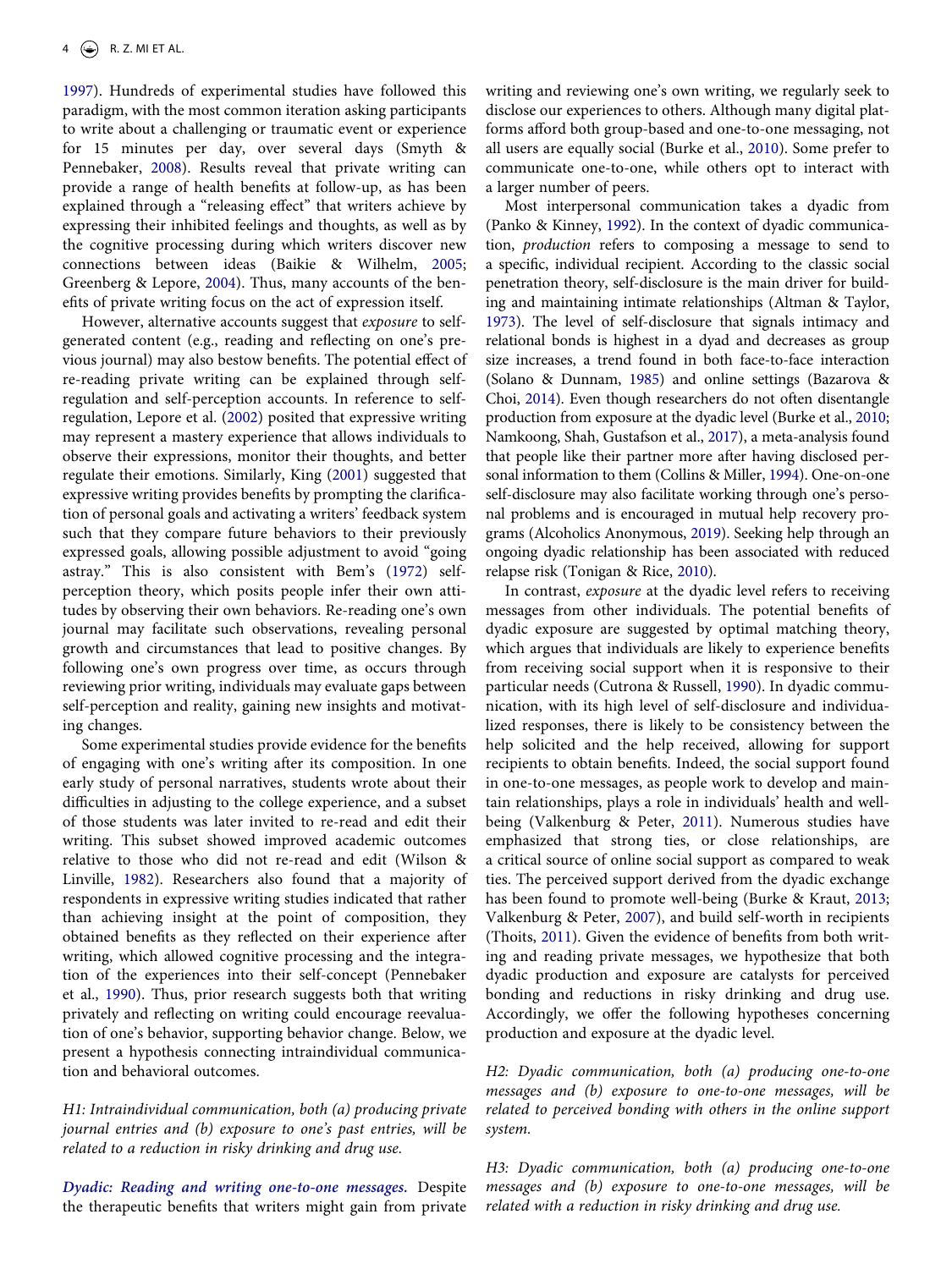1997). Hundreds of experimental studies have followed this paradigm, with the most common iteration asking participants to write about a challenging or traumatic event or experience for 15 minutes per day, over several days (Smyth & Pennebaker, 2008). Results reveal that private writing can provide a range of health benefits at follow-up, as has been explained through a "releasing effect" that writers achieve by expressing their inhibited feelings and thoughts, as well as by the cognitive processing during which writers discover new connections between ideas (Baikie & Wilhelm, 2005; Greenberg & Lepore, 2004). Thus, many accounts of the benefits of private writing focus on the act of expression itself.

However, alternative accounts suggest that *exposure* to self-generated content (e.g., reading and reflecting on one's previous journal) may also bestow benefits. The potential effect of re-reading private writing can be explained through self-regulation and self-perception accounts. In reference to self-regulation, Lepore et al. (2002) posited that expressive writing may represent a mastery experience that allows individuals to observe their expressions, monitor their thoughts, and better regulate their emotions. Similarly, King (2001) suggested that expressive writing provides benefits by prompting the clarification of personal goals and activating a writers' feedback system such that they compare future behaviors to their previously expressed goals, allowing possible adjustment to avoid "going astray." This is also consistent with Bem's (1972) self-perception theory, which posits people infer their own attitudes by observing their own behaviors. Re-reading one's own journal may facilitate such observations, revealing personal growth and circumstances that lead to positive changes. By following one's own progress over time, as occurs through reviewing prior writing, individuals may evaluate gaps between self-perception and reality, gaining new insights and motivating changes.

Some experimental studies provide evidence for the benefits of engaging with one's writing after its composition. In one early study of personal narratives, students wrote about their difficulties in adjusting to the college experience, and a subset of those students was later invited to re-read and edit their writing. This subset showed improved academic outcomes relative to those who did not re-read and edit (Wilson & Linville, 1982). Researchers also found that a majority of respondents in expressive writing studies indicated that rather than achieving insight at the point of composition, they obtained benefits as they reflected on their experience after writing, which allowed cognitive processing and the integration of the experiences into their self-concept (Pennebaker et al., 1990). Thus, prior research suggests both that writing privately and reflecting on writing could encourage reevaluation of one's behavior, supporting behavior change. Below, we present a hypothesis connecting intraindividual communication and behavioral outcomes.

*H1: Intraindividual communication, both (a) producing private journal entries and (b) exposure to one's past entries, will be related to a reduction in risky drinking and drug use.*

***Dyadic: Reading and writing one-to-one messages.*** Despite the therapeutic benefits that writers might gain from private writing and reviewing one's own writing, we regularly seek to disclose our experiences to others. Although many digital platforms afford both group-based and one-to-one messaging, not all users are equally social (Burke et al., 2010). Some prefer to communicate one-to-one, while others opt to interact with a larger number of peers.

Most interpersonal communication takes a dyadic from (Panko & Kinney, 1992). In the context of dyadic communication, *production* refers to composing a message to send to a specific, individual recipient. According to the classic social penetration theory, self-disclosure is the main driver for building and maintaining intimate relationships (Altman & Taylor, 1973). The level of self-disclosure that signals intimacy and relational bonds is highest in a dyad and decreases as group size increases, a trend found in both face-to-face interaction (Solano & Dunnam, 1985) and online settings (Bazarova & Choi, 2014). Even though researchers do not often disentangle production from exposure at the dyadic level (Burke et al., 2010; Namkoong, Shah, Gustafson et al., 2017), a meta-analysis found that people like their partner more after having disclosed personal information to them (Collins & Miller, 1994). One-on-one self-disclosure may also facilitate working through one's personal problems and is encouraged in mutual help recovery programs (Alcoholics Anonymous, 2019). Seeking help through an ongoing dyadic relationship has been associated with reduced relapse risk (Tonigan & Rice, 2010).

In contrast, *exposure* at the dyadic level refers to receiving messages from other individuals. The potential benefits of dyadic exposure are suggested by optimal matching theory, which argues that individuals are likely to experience benefits from receiving social support when it is responsive to their particular needs (Cutrona & Russell, 1990). In dyadic communication, with its high level of self-disclosure and individualized responses, there is likely to be consistency between the help solicited and the help received, allowing for support recipients to obtain benefits. Indeed, the social support found in one-to-one messages, as people work to develop and maintain relationships, plays a role in individuals' health and well-being (Valkenburg & Peter, 2011). Numerous studies have emphasized that strong ties, or close relationships, are a critical source of online social support as compared to weak ties. The perceived support derived from the dyadic exchange has been found to promote well-being (Burke & Kraut, 2013; Valkenburg & Peter, 2007), and build self-worth in recipients (Thoits, 2011). Given the evidence of benefits from both writing and reading private messages, we hypothesize that both dyadic production and exposure are catalysts for perceived bonding and reductions in risky drinking and drug use. Accordingly, we offer the following hypotheses concerning production and exposure at the dyadic level.

*H2: Dyadic communication, both (a) producing one-to-one messages and (b) exposure to one-to-one messages, will be related to perceived bonding with others in the online support system.*

*H3: Dyadic communication, both (a) producing one-to-one messages and (b) exposure to one-to-one messages, will be related with a reduction in risky drinking and drug use.*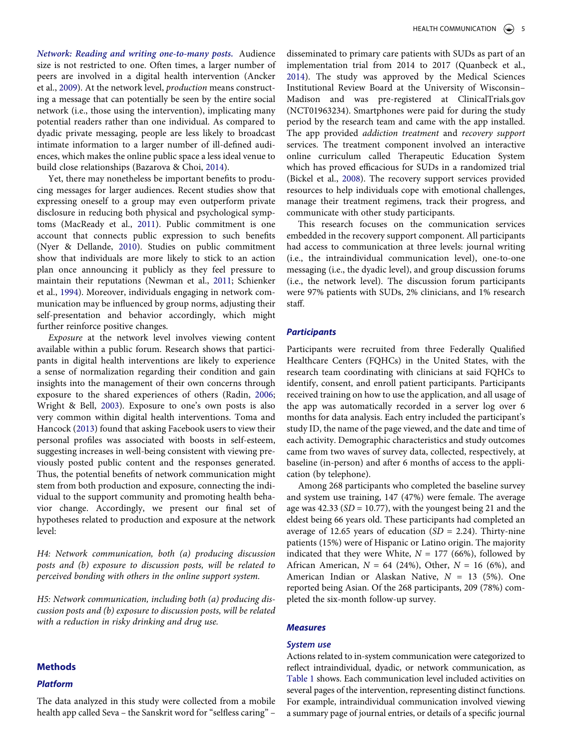***Network: Reading and writing one-to-many posts.*** Audience size is not restricted to one. Often times, a larger number of peers are involved in a digital health intervention (Ancker et al., 2009). At the network level, *production* means constructing a message that can potentially be seen by the entire social network (i.e., those using the intervention), implicating many potential readers rather than one individual. As compared to dyadic private messaging, people are less likely to broadcast intimate information to a larger number of ill-defined audiences, which makes the online public space a less ideal venue to build close relationships (Bazarova & Choi, 2014).

Yet, there may nonetheless be important benefits to producing messages for larger audiences. Recent studies show that expressing oneself to a group may even outperform private disclosure in reducing both physical and psychological symptoms (MacReady et al., 2011). Public commitment is one account that connects public expression to such benefits (Nyer & Dellande, 2010). Studies on public commitment show that individuals are more likely to stick to an action plan once announcing it publicly as they feel pressure to maintain their reputations (Newman et al., 2011; Schienker et al., 1994). Moreover, individuals engaging in network communication may be influenced by group norms, adjusting their self-presentation and behavior accordingly, which might further reinforce positive changes.

*Exposure* at the network level involves viewing content available within a public forum. Research shows that participants in digital health interventions are likely to experience a sense of normalization regarding their condition and gain insights into the management of their own concerns through exposure to the shared experiences of others (Radin, 2006; Wright & Bell, 2003). Exposure to one's own posts is also very common within digital health interventions. Toma and Hancock (2013) found that asking Facebook users to view their personal profiles was associated with boosts in self-esteem, suggesting increases in well-being consistent with viewing previously posted public content and the responses generated. Thus, the potential benefits of network communication might stem from both production and exposure, connecting the individual to the support community and promoting health behavior change. Accordingly, we present our final set of hypotheses related to production and exposure at the network level:

*H4: Network communication, both (a) producing discussion posts and (b) exposure to discussion posts, will be related to perceived bonding with others in the online support system.*

*H5: Network communication, including both (a) producing discussion posts and (b) exposure to discussion posts, will be related with a reduction in risky drinking and drug use.*

## Methods

### Platform

The data analyzed in this study were collected from a mobile health app called Seva – the Sanskrit word for "selfless caring" – disseminated to primary care patients with SUDs as part of an implementation trial from 2014 to 2017 (Quanbeck et al., 2014). The study was approved by the Medical Sciences Institutional Review Board at the University of Wisconsin–Madison and was pre-registered at ClinicalTrials.gov (NCT01963234). Smartphones were paid for during the study period by the research team and came with the app installed. The app provided *addiction treatment* and *recovery support* services. The treatment component involved an interactive online curriculum called Therapeutic Education System which has proved efficacious for SUDs in a randomized trial (Bickel et al., 2008). The recovery support services provided resources to help individuals cope with emotional challenges, manage their treatment regimens, track their progress, and communicate with other study participants.

This research focuses on the communication services embedded in the recovery support component. All participants had access to communication at three levels: journal writing (i.e., the intraindividual communication level), one-to-one messaging (i.e., the dyadic level), and group discussion forums (i.e., the network level). The discussion forum participants were 97% patients with SUDs, 2% clinicians, and 1% research staff.

### Participants

Participants were recruited from three Federally Qualified Healthcare Centers (FQHCs) in the United States, with the research team coordinating with clinicians at said FQHCs to identify, consent, and enroll patient participants. Participants received training on how to use the application, and all usage of the app was automatically recorded in a server log over 6 months for data analysis. Each entry included the participant's study ID, the name of the page viewed, and the date and time of each activity. Demographic characteristics and study outcomes came from two waves of survey data, collected, respectively, at baseline (in-person) and after 6 months of access to the application (by telephone).

Among 268 participants who completed the baseline survey and system use training, 147 (47%) were female. The average age was 42.33 ($SD$ = 10.77), with the youngest being 21 and the eldest being 66 years old. These participants had completed an average of 12.65 years of education ($SD$ = 2.24). Thirty-nine patients (15%) were of Hispanic or Latino origin. The majority indicated that they were White, $N$ = 177 (66%), followed by African American, $N$ = 64 (24%), Other, $N$ = 16 (6%), and American Indian or Alaskan Native, $N$ = 13 (5%). One reported being Asian. Of the 268 participants, 209 (78%) completed the six-month follow-up survey.

### Measures

#### System use

Actions related to in-system communication were categorized to reflect intraindividual, dyadic, or network communication, as Table 1 shows. Each communication level included activities on several pages of the intervention, representing distinct functions. For example, intraindividual communication involved viewing a summary page of journal entries, or details of a specific journal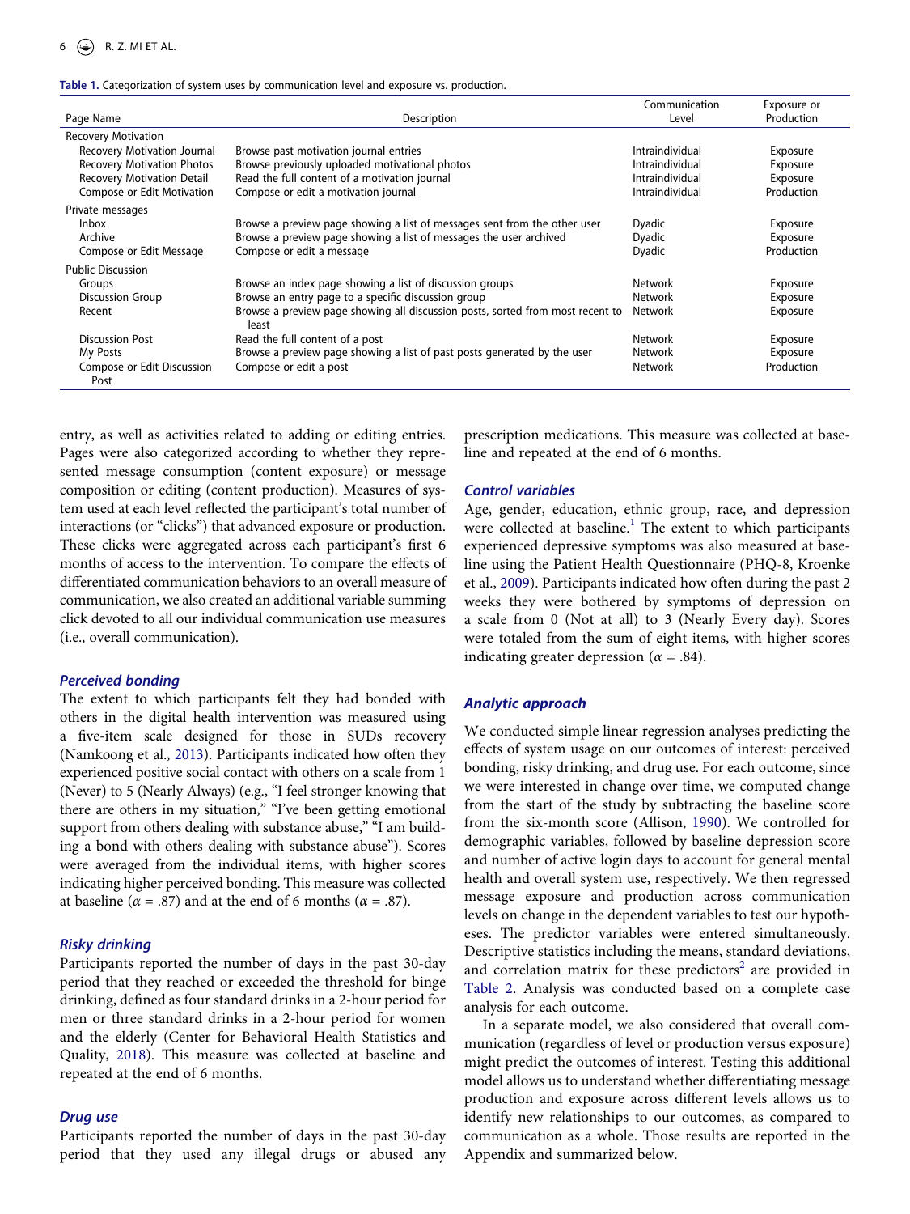Table 1. Categorization of system uses by communication level and exposure vs. production.

| Page Name | Description | Communication Level | Exposure or Production |
|---|---|---|---|
| Recovery Motivation | | | |
| Recovery Motivation Journal | Browse past motivation journal entries | Intraindividual | Exposure |
| Recovery Motivation Photos | Browse previously uploaded motivational photos | Intraindividual | Exposure |
| Recovery Motivation Detail | Read the full content of a motivation journal | Intraindividual | Exposure |
| Compose or Edit Motivation | Compose or edit a motivation journal | Intraindividual | Production |
| Private messages | | | |
| Inbox | Browse a preview page showing a list of messages sent from the other user | Dyadic | Exposure |
| Archive | Browse a preview page showing a list of messages the user archived | Dyadic | Exposure |
| Compose or Edit Message | Compose or edit a message | Dyadic | Production |
| Public Discussion | | | |
| Groups | Browse an index page showing a list of discussion groups | Network | Exposure |
| Discussion Group | Browse an entry page to a specific discussion group | Network | Exposure |
| Recent | Browse a preview page showing all discussion posts, sorted from most recent to least | Network | Exposure |
| Discussion Post | Read the full content of a post | Network | Exposure |
| My Posts | Browse a preview page showing a list of past posts generated by the user | Network | Exposure |
| Compose or Edit Discussion Post | Compose or edit a post | Network | Production |

entry, as well as activities related to adding or editing entries. Pages were also categorized according to whether they represented message consumption (content exposure) or message composition or editing (content production). Measures of system used at each level reflected the participant's total number of interactions (or "clicks") that advanced exposure or production. These clicks were aggregated across each participant's first 6 months of access to the intervention. To compare the effects of differentiated communication behaviors to an overall measure of communication, we also created an additional variable summing click devoted to all our individual communication use measures (i.e., overall communication).

### *Perceived bonding*

The extent to which participants felt they had bonded with others in the digital health intervention was measured using a five-item scale designed for those in SUDs recovery (Namkoong et al., 2013). Participants indicated how often they experienced positive social contact with others on a scale from 1 (Never) to 5 (Nearly Always) (e.g., "I feel stronger knowing that there are others in my situation," "I've been getting emotional support from others dealing with substance abuse," "I am building a bond with others dealing with substance abuse"). Scores were averaged from the individual items, with higher scores indicating higher perceived bonding. This measure was collected at baseline ($\alpha$ = .87) and at the end of 6 months ($\alpha$ = .87).

### *Risky drinking*

Participants reported the number of days in the past 30-day period that they reached or exceeded the threshold for binge drinking, defined as four standard drinks in a 2-hour period for men or three standard drinks in a 2-hour period for women and the elderly (Center for Behavioral Health Statistics and Quality, 2018). This measure was collected at baseline and repeated at the end of 6 months.

### *Drug use*

Participants reported the number of days in the past 30-day period that they used any illegal drugs or abused any prescription medications. This measure was collected at baseline and repeated at the end of 6 months.

### *Control variables*

Age, gender, education, ethnic group, race, and depression were collected at baseline.[1] The extent to which participants experienced depressive symptoms was also measured at baseline using the Patient Health Questionnaire (PHQ-8, Kroenke et al., 2009). Participants indicated how often during the past 2 weeks they were bothered by symptoms of depression on a scale from 0 (Not at all) to 3 (Nearly Every day). Scores were totaled from the sum of eight items, with higher scores indicating greater depression ($\alpha$ = .84).

### *Analytic approach*

We conducted simple linear regression analyses predicting the effects of system usage on our outcomes of interest: perceived bonding, risky drinking, and drug use. For each outcome, since we were interested in change over time, we computed change from the start of the study by subtracting the baseline score from the six-month score (Allison, 1990). We controlled for demographic variables, followed by baseline depression score and number of active login days to account for general mental health and overall system use, respectively. We then regressed message exposure and production across communication levels on change in the dependent variables to test our hypotheses. The predictor variables were entered simultaneously. Descriptive statistics including the means, standard deviations, and correlation matrix for these predictors[2] are provided in Table 2. Analysis was conducted based on a complete case analysis for each outcome.

In a separate model, we also considered that overall communication (regardless of level or production versus exposure) might predict the outcomes of interest. Testing this additional model allows us to understand whether differentiating message production and exposure across different levels allows us to identify new relationships to our outcomes, as compared to communication as a whole. Those results are reported in the Appendix and summarized below.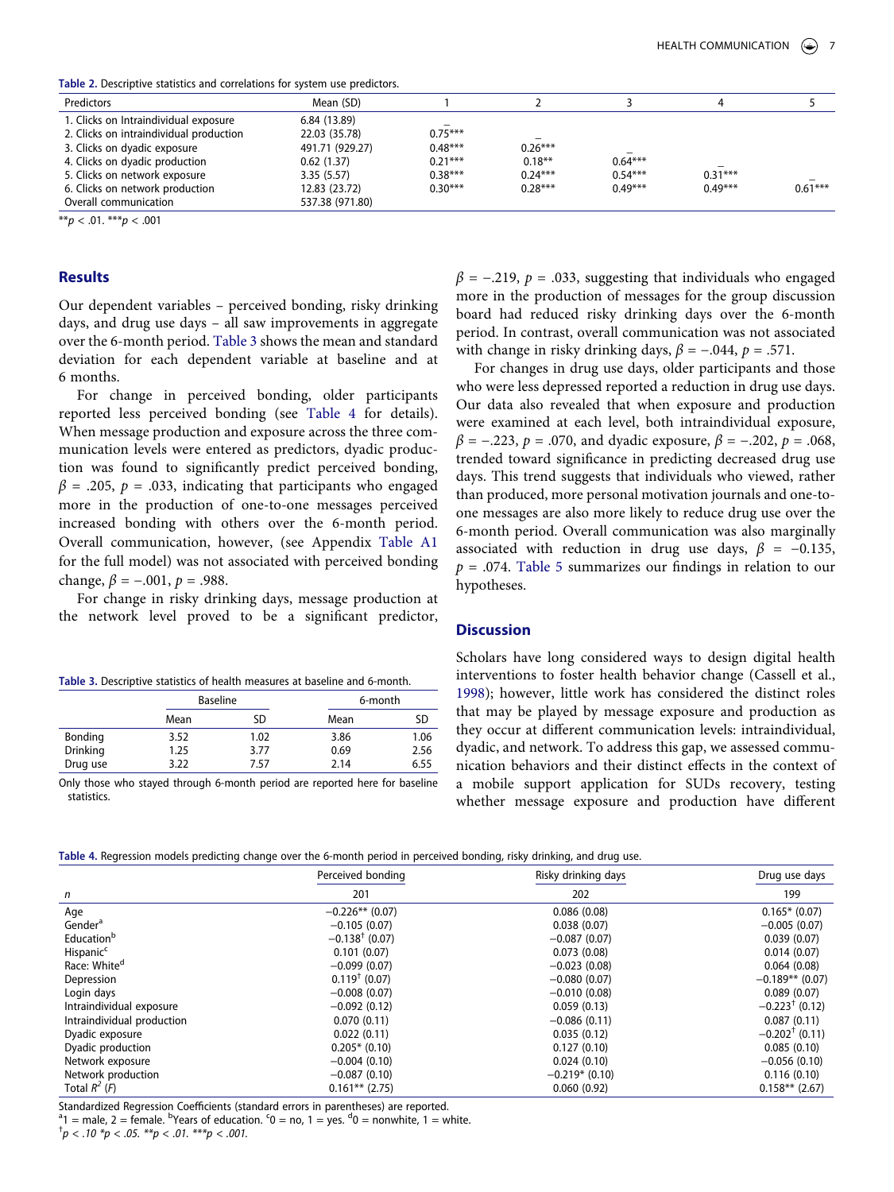**Table 2.** Descriptive statistics and correlations for system use predictors.

| Predictors | Mean (SD) | 1 | 2 | 3 | 4 | 5 |
|---|---|---|---|---|---|---|
| 1. Clicks on Intraindividual exposure | 6.84 (13.89) | – | | | | |
| 2. Clicks on intraindividual production | 22.03 (35.78) | 0.75*** | – | | | |
| 3. Clicks on dyadic exposure | 491.71 (929.27) | 0.48*** | 0.26*** | – | | |
| 4. Clicks on dyadic production | 0.62 (1.37) | 0.21*** | 0.18** | 0.64*** | – | |
| 5. Clicks on network exposure | 3.35 (5.57) | 0.38*** | 0.24*** | 0.54*** | 0.31*** | – |
| 6. Clicks on network production | 12.83 (23.72) | 0.30*** | 0.28*** | 0.49*** | 0.49*** | 0.61*** |
| Overall communication | 537.38 (971.80) | | | | | |

**$p < .01$. ***$p < .001$

## Results

Our dependent variables – perceived bonding, risky drinking days, and drug use days – all saw improvements in aggregate over the 6-month period. Table 3 shows the mean and standard deviation for each dependent variable at baseline and at 6 months.

For change in perceived bonding, older participants reported less perceived bonding (see Table 4 for details). When message production and exposure across the three communication levels were entered as predictors, dyadic production was found to significantly predict perceived bonding, $\beta = .205$, $p = .033$, indicating that participants who engaged more in the production of one-to-one messages perceived increased bonding with others over the 6-month period. Overall communication, however, (see Appendix Table A1 for the full model) was not associated with perceived bonding change, $\beta = -.001$, $p = .988$.

For change in risky drinking days, message production at the network level proved to be a significant predictor, $\beta = -.219$, $p = .033$, suggesting that individuals who engaged more in the production of messages for the group discussion board had reduced risky drinking days over the 6-month period. In contrast, overall communication was not associated with change in risky drinking days, $\beta = -.044$, $p = .571$.

For changes in drug use days, older participants and those who were less depressed reported a reduction in drug use days. Our data also revealed that when exposure and production were examined at each level, both intraindividual exposure, $\beta = -.223$, $p = .070$, and dyadic exposure, $\beta = -.202$, $p = .068$, trended toward significance in predicting decreased drug use days. This trend suggests that individuals who viewed, rather than produced, more personal motivation journals and one-to-one messages are also more likely to reduce drug use over the 6-month period. Overall communication was also marginally associated with reduction in drug use days, $\beta = -0.135$, $p = .074$. Table 5 summarizes our findings in relation to our hypotheses.

**Table 3.** Descriptive statistics of health measures at baseline and 6-month.

| | Baseline | | 6-month | |
|---|---|---|---|---|
| | Mean | SD | Mean | SD |
| Bonding | 3.52 | 1.02 | 3.86 | 1.06 |
| Drinking | 1.25 | 3.77 | 0.69 | 2.56 |
| Drug use | 3.22 | 7.57 | 2.14 | 6.55 |

Only those who stayed through 6-month period are reported here for baseline statistics.

## Discussion

Scholars have long considered ways to design digital health interventions to foster health behavior change (Cassell et al., 1998); however, little work has considered the distinct roles that may be played by message exposure and production as they occur at different communication levels: intraindividual, dyadic, and network. To address this gap, we assessed communication behaviors and their distinct effects in the context of a mobile support application for SUDs recovery, testing whether message exposure and production have different

**Table 4.** Regression models predicting change over the 6-month period in perceived bonding, risky drinking, and drug use.

| | Perceived bonding | Risky drinking days | Drug use days |
|---|---|---|---|
| *n* | 201 | 202 | 199 |
| Age | −0.226** (0.07) | 0.086 (0.08) | 0.165* (0.07) |
| Gender[a] | −0.105 (0.07) | 0.038 (0.07) | −0.005 (0.07) |
| Education[b] | −0.138† (0.07) | −0.087 (0.07) | 0.039 (0.07) |
| Hispanic[c] | 0.101 (0.07) | 0.073 (0.08) | 0.014 (0.07) |
| Race: White[d] | −0.099 (0.07) | −0.023 (0.08) | 0.064 (0.08) |
| Depression | 0.119† (0.07) | −0.080 (0.07) | −0.189** (0.07) |
| Login days | −0.008 (0.07) | −0.010 (0.08) | 0.089 (0.07) |
| Intraindividual exposure | −0.092 (0.13) | 0.059 (0.13) | −0.223† (0.12) |
| Intraindividual production | 0.070 (0.11) | −0.086 (0.11) | 0.087 (0.11) |
| Dyadic exposure | 0.022 (0.11) | 0.035 (0.12) | −0.202† (0.11) |
| Dyadic production | 0.205* (0.10) | 0.127 (0.10) | 0.085 (0.10) |
| Network exposure | −0.004 (0.10) | 0.024 (0.10) | −0.056 (0.10) |
| Network production | −0.087 (0.10) | −0.219* (0.10) | 0.116 (0.10) |
| Total $R^2$ ($F$) | 0.161** (2.75) | 0.060 (0.92) | 0.158** (2.67) |

Standardized Regression Coefficients (standard errors in parentheses) are reported.
[a]1 = male, 2 = female. [b]Years of education. [c]0 = no, 1 = yes. [d]0 = nonwhite, 1 = white.
†$p < .10$ *$p < .05$. **$p < .01$. ***$p < .001$.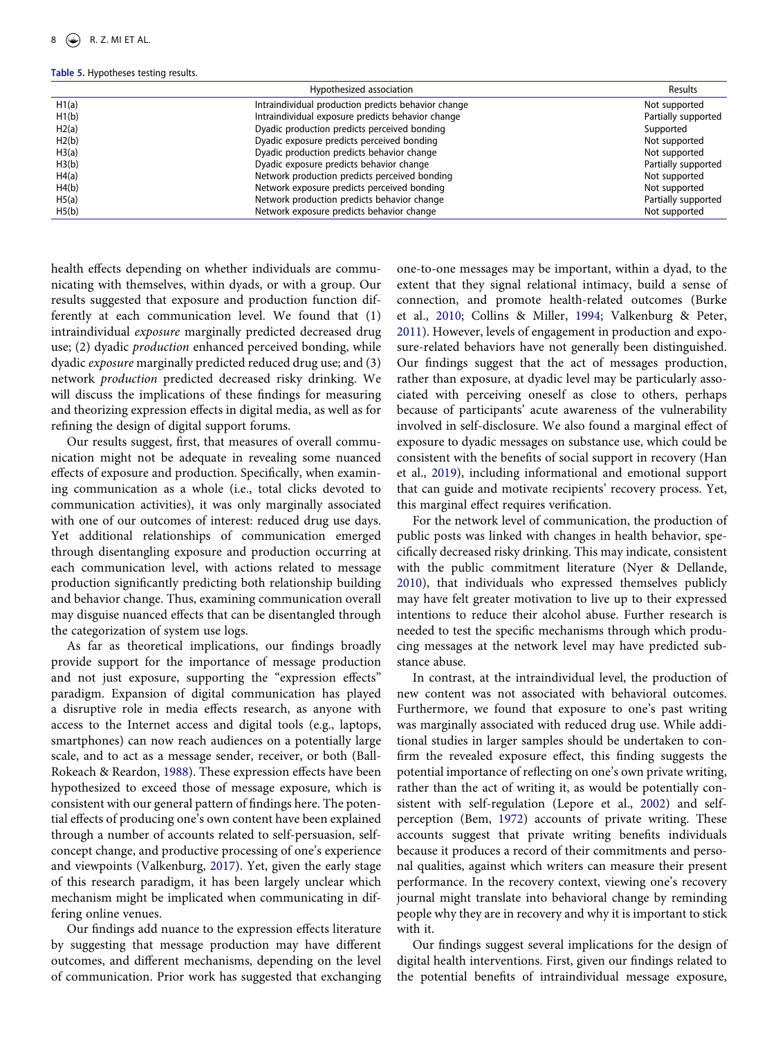**Table 5.** Hypotheses testing results.

| | Hypothesized association | Results |
|---|---|---|
| H1(a) | Intraindividual production predicts behavior change | Not supported |
| H1(b) | Intraindividual exposure predicts behavior change | Partially supported |
| H2(a) | Dyadic production predicts perceived bonding | Supported |
| H2(b) | Dyadic exposure predicts perceived bonding | Not supported |
| H3(a) | Dyadic production predicts behavior change | Not supported |
| H3(b) | Dyadic exposure predicts behavior change | Partially supported |
| H4(a) | Network production predicts perceived bonding | Not supported |
| H4(b) | Network exposure predicts perceived bonding | Not supported |
| H5(a) | Network production predicts behavior change | Partially supported |
| H5(b) | Network exposure predicts behavior change | Not supported |

health effects depending on whether individuals are communicating with themselves, within dyads, or with a group. Our results suggested that exposure and production function differently at each communication level. We found that (1) intraindividual *exposure* marginally predicted decreased drug use; (2) dyadic *production* enhanced perceived bonding, while dyadic *exposure* marginally predicted reduced drug use; and (3) network *production* predicted decreased risky drinking. We will discuss the implications of these findings for measuring and theorizing expression effects in digital media, as well as for refining the design of digital support forums.

Our results suggest, first, that measures of overall communication might not be adequate in revealing some nuanced effects of exposure and production. Specifically, when examining communication as a whole (i.e., total clicks devoted to communication activities), it was only marginally associated with one of our outcomes of interest: reduced drug use days. Yet additional relationships of communication emerged through disentangling exposure and production occurring at each communication level, with actions related to message production significantly predicting both relationship building and behavior change. Thus, examining communication overall may disguise nuanced effects that can be disentangled through the categorization of system use logs.

As far as theoretical implications, our findings broadly provide support for the importance of message production and not just exposure, supporting the "expression effects" paradigm. Expansion of digital communication has played a disruptive role in media effects research, as anyone with access to the Internet access and digital tools (e.g., laptops, smartphones) can now reach audiences on a potentially large scale, and to act as a message sender, receiver, or both (Ball-Rokeach & Reardon, 1988). These expression effects have been hypothesized to exceed those of message exposure, which is consistent with our general pattern of findings here. The potential effects of producing one's own content have been explained through a number of accounts related to self-persuasion, self-concept change, and productive processing of one's experience and viewpoints (Valkenburg, 2017). Yet, given the early stage of this research paradigm, it has been largely unclear which mechanism might be implicated when communicating in differing online venues.

Our findings add nuance to the expression effects literature by suggesting that message production may have different outcomes, and different mechanisms, depending on the level of communication. Prior work has suggested that exchanging one-to-one messages may be important, within a dyad, to the extent that they signal relational intimacy, build a sense of connection, and promote health-related outcomes (Burke et al., 2010; Collins & Miller, 1994; Valkenburg & Peter, 2011). However, levels of engagement in production and exposure-related behaviors have not generally been distinguished. Our findings suggest that the act of messages production, rather than exposure, at dyadic level may be particularly associated with perceiving oneself as close to others, perhaps because of participants' acute awareness of the vulnerability involved in self-disclosure. We also found a marginal effect of exposure to dyadic messages on substance use, which could be consistent with the benefits of social support in recovery (Han et al., 2019), including informational and emotional support that can guide and motivate recipients' recovery process. Yet, this marginal effect requires verification.

For the network level of communication, the production of public posts was linked with changes in health behavior, specifically decreased risky drinking. This may indicate, consistent with the public commitment literature (Nyer & Dellande, 2010), that individuals who expressed themselves publicly may have felt greater motivation to live up to their expressed intentions to reduce their alcohol abuse. Further research is needed to test the specific mechanisms through which producing messages at the network level may have predicted substance abuse.

In contrast, at the intraindividual level, the production of new content was not associated with behavioral outcomes. Furthermore, we found that exposure to one's past writing was marginally associated with reduced drug use. While additional studies in larger samples should be undertaken to confirm the revealed exposure effect, this finding suggests the potential importance of reflecting on one's own private writing, rather than the act of writing it, as would be potentially consistent with self-regulation (Lepore et al., 2002) and self-perception (Bem, 1972) accounts of private writing. These accounts suggest that private writing benefits individuals because it produces a record of their commitments and personal qualities, against which writers can measure their present performance. In the recovery context, viewing one's recovery journal might translate into behavioral change by reminding people why they are in recovery and why it is important to stick with it.

Our findings suggest several implications for the design of digital health interventions. First, given our findings related to the potential benefits of intraindividual message exposure,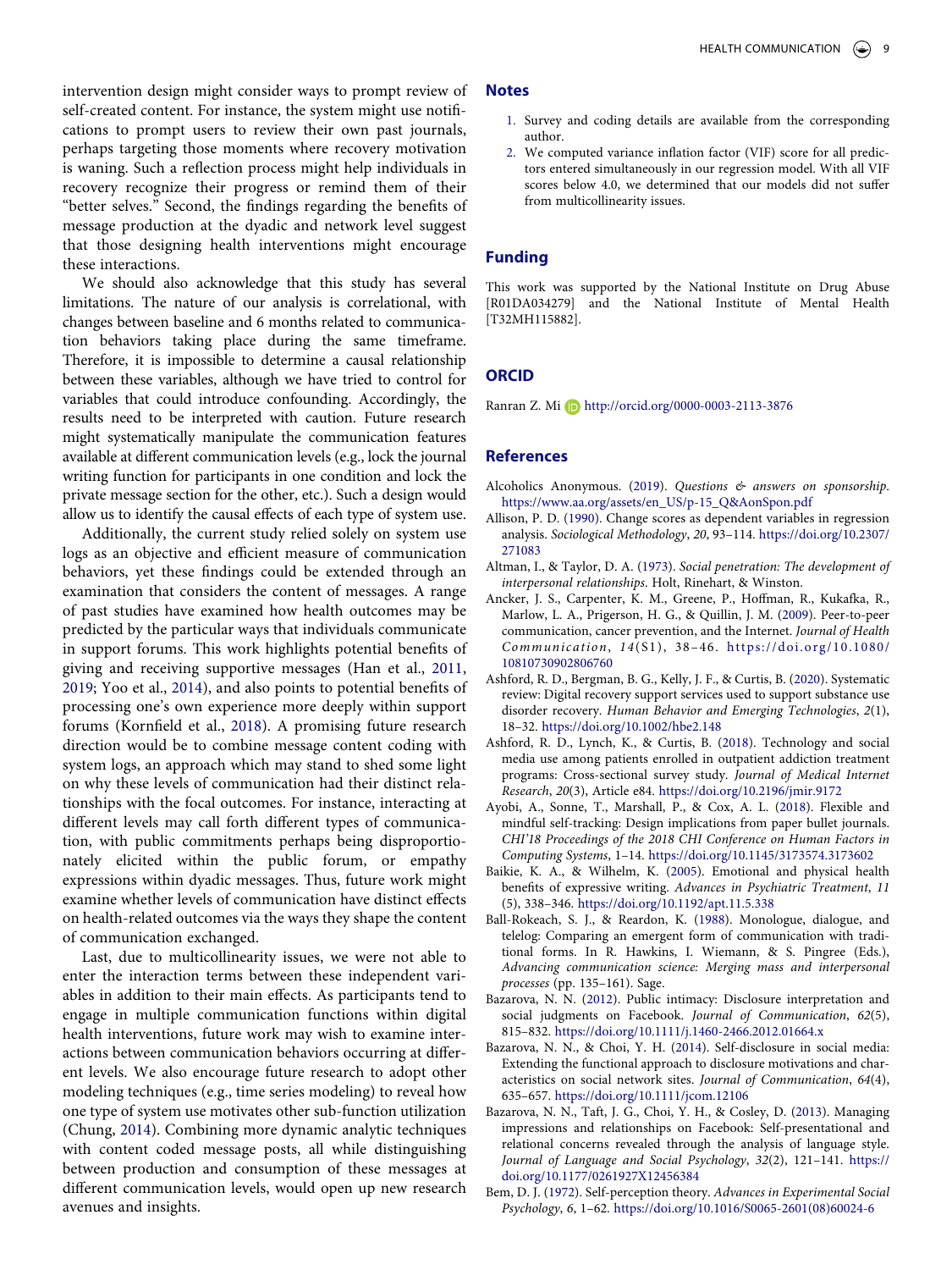intervention design might consider ways to prompt review of self-created content. For instance, the system might use notifications to prompt users to review their own past journals, perhaps targeting those moments where recovery motivation is waning. Such a reflection process might help individuals in recovery recognize their progress or remind them of their "better selves." Second, the findings regarding the benefits of message production at the dyadic and network level suggest that those designing health interventions might encourage these interactions.

We should also acknowledge that this study has several limitations. The nature of our analysis is correlational, with changes between baseline and 6 months related to communication behaviors taking place during the same timeframe. Therefore, it is impossible to determine a causal relationship between these variables, although we have tried to control for variables that could introduce confounding. Accordingly, the results need to be interpreted with caution. Future research might systematically manipulate the communication features available at different communication levels (e.g., lock the journal writing function for participants in one condition and lock the private message section for the other, etc.). Such a design would allow us to identify the causal effects of each type of system use.

Additionally, the current study relied solely on system use logs as an objective and efficient measure of communication behaviors, yet these findings could be extended through an examination that considers the content of messages. A range of past studies have examined how health outcomes may be predicted by the particular ways that individuals communicate in support forums. This work highlights potential benefits of giving and receiving supportive messages (Han et al., 2011, 2019; Yoo et al., 2014), and also points to potential benefits of processing one's own experience more deeply within support forums (Kornfield et al., 2018). A promising future research direction would be to combine message content coding with system logs, an approach which may stand to shed some light on why these levels of communication had their distinct relationships with the focal outcomes. For instance, interacting at different levels may call forth different types of communication, with public commitments perhaps being disproportionately elicited within the public forum, or empathy expressions within dyadic messages. Thus, future work might examine whether levels of communication have distinct effects on health-related outcomes via the ways they shape the content of communication exchanged.

Last, due to multicollinearity issues, we were not able to enter the interaction terms between these independent variables in addition to their main effects. As participants tend to engage in multiple communication functions within digital health interventions, future work may wish to examine interactions between communication behaviors occurring at different levels. We also encourage future research to adopt other modeling techniques (e.g., time series modeling) to reveal how one type of system use motivates other sub-function utilization (Chung, 2014). Combining more dynamic analytic techniques with content coded message posts, all while distinguishing between production and consumption of these messages at different communication levels, would open up new research avenues and insights.

## Notes

1. Survey and coding details are available from the corresponding author.
2. We computed variance inflation factor (VIF) score for all predictors entered simultaneously in our regression model. With all VIF scores below 4.0, we determined that our models did not suffer from multicollinearity issues.

## Funding

This work was supported by the National Institute on Drug Abuse [R01DA034279] and the National Institute of Mental Health [T32MH115882].

## ORCID

Ranran Z. Mi http://orcid.org/0000-0003-2113-3876

## References

Alcoholics Anonymous. (2019). *Questions & answers on sponsorship*. https://www.aa.org/assets/en_US/p-15_Q&AonSpon.pdf

Allison, P. D. (1990). Change scores as dependent variables in regression analysis. *Sociological Methodology*, *20*, 93–114. https://doi.org/10.2307/271083

Altman, I., & Taylor, D. A. (1973). *Social penetration: The development of interpersonal relationships*. Holt, Rinehart, & Winston.

Ancker, J. S., Carpenter, K. M., Greene, P., Hoffman, R., Kukafka, R., Marlow, L. A., Prigerson, H. G., & Quillin, J. M. (2009). Peer-to-peer communication, cancer prevention, and the Internet. *Journal of Health Communication*, *14*(S1), 38–46. https://doi.org/10.1080/10810730902806760

Ashford, R. D., Bergman, B. G., Kelly, J. F., & Curtis, B. (2020). Systematic review: Digital recovery support services used to support substance use disorder recovery. *Human Behavior and Emerging Technologies*, *2*(1), 18–32. https://doi.org/10.1002/hbe2.148

Ashford, R. D., Lynch, K., & Curtis, B. (2018). Technology and social media use among patients enrolled in outpatient addiction treatment programs: Cross-sectional survey study. *Journal of Medical Internet Research*, *20*(3), Article e84. https://doi.org/10.2196/jmir.9172

Ayobi, A., Sonne, T., Marshall, P., & Cox, A. L. (2018). Flexible and mindful self-tracking: Design implications from paper bullet journals. *CHI'18 Proceedings of the 2018 CHI Conference on Human Factors in Computing Systems*, 1–14. https://doi.org/10.1145/3173574.3173602

Baikie, K. A., & Wilhelm, K. (2005). Emotional and physical health benefits of expressive writing. *Advances in Psychiatric Treatment*, *11* (5), 338–346. https://doi.org/10.1192/apt.11.5.338

Ball-Rokeach, S. J., & Reardon, K. (1988). Monologue, dialogue, and telelog: Comparing an emergent form of communication with traditional forms. In R. Hawkins, I. Wiemann, & S. Pingree (Eds.), *Advancing communication science: Merging mass and interpersonal processes* (pp. 135–161). Sage.

Bazarova, N. N. (2012). Public intimacy: Disclosure interpretation and social judgments on Facebook. *Journal of Communication*, *62*(5), 815–832. https://doi.org/10.1111/j.1460-2466.2012.01664.x

Bazarova, N. N., & Choi, Y. H. (2014). Self-disclosure in social media: Extending the functional approach to disclosure motivations and characteristics on social network sites. *Journal of Communication*, *64*(4), 635–657. https://doi.org/10.1111/jcom.12106

Bazarova, N. N., Taft, J. G., Choi, Y. H., & Cosley, D. (2013). Managing impressions and relationships on Facebook: Self-presentational and relational concerns revealed through the analysis of language style. *Journal of Language and Social Psychology*, *32*(2), 121–141. https://doi.org/10.1177/0261927X12456384

Bem, D. J. (1972). Self-perception theory. *Advances in Experimental Social Psychology*, *6*, 1–62. https://doi.org/10.1016/S0065-2601(08)60024-6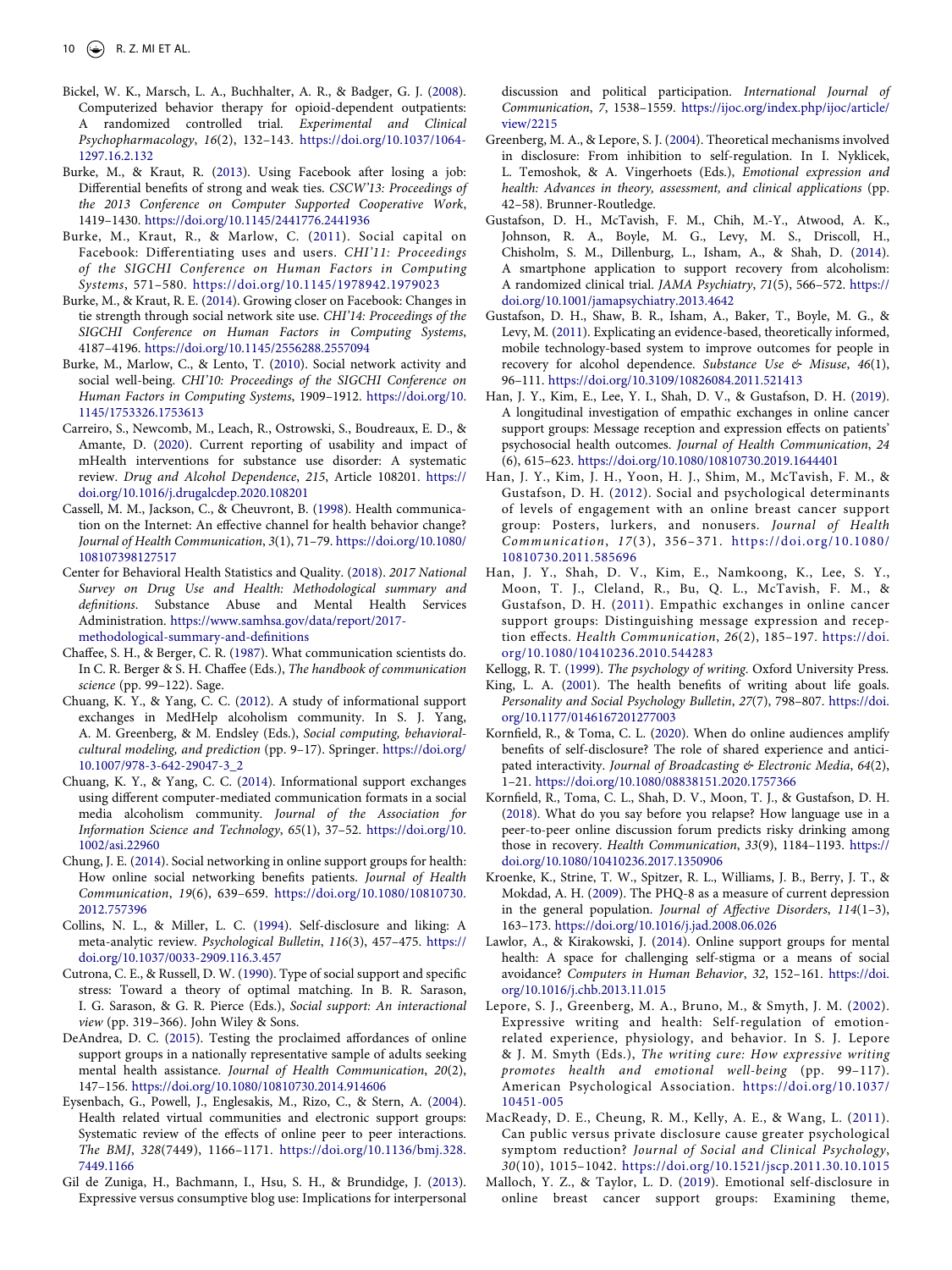Bickel, W. K., Marsch, L. A., Buchhalter, A. R., & Badger, G. J. (2008). Computerized behavior therapy for opioid-dependent outpatients: A randomized controlled trial. *Experimental and Clinical Psychopharmacology*, *16*(2), 132–143. https://doi.org/10.1037/1064-1297.16.2.132

Burke, M., & Kraut, R. (2013). Using Facebook after losing a job: Differential benefits of strong and weak ties. *CSCW'13: Proceedings of the 2013 Conference on Computer Supported Cooperative Work*, 1419–1430. https://doi.org/10.1145/2441776.2441936

Burke, M., Kraut, R., & Marlow, C. (2011). Social capital on Facebook: Differentiating uses and users. *CHI'11: Proceedings of the SIGCHI Conference on Human Factors in Computing Systems*, 571–580. https://doi.org/10.1145/1978942.1979023

Burke, M., & Kraut, R. E. (2014). Growing closer on Facebook: Changes in tie strength through social network site use. *CHI'14: Proceedings of the SIGCHI Conference on Human Factors in Computing Systems*, 4187–4196. https://doi.org/10.1145/2556288.2557094

Burke, M., Marlow, C., & Lento, T. (2010). Social network activity and social well-being. *CHI'10: Proceedings of the SIGCHI Conference on Human Factors in Computing Systems*, 1909–1912. https://doi.org/10.1145/1753326.1753613

Carreiro, S., Newcomb, M., Leach, R., Ostrowski, S., Boudreaux, E. D., & Amante, D. (2020). Current reporting of usability and impact of mHealth interventions for substance use disorder: A systematic review. *Drug and Alcohol Dependence*, *215*, Article 108201. https://doi.org/10.1016/j.drugalcdep.2020.108201

Cassell, M. M., Jackson, C., & Cheuvront, B. (1998). Health communication on the Internet: An effective channel for health behavior change? *Journal of Health Communication*, *3*(1), 71–79. https://doi.org/10.1080/108107398127517

Center for Behavioral Health Statistics and Quality. (2018). *2017 National Survey on Drug Use and Health: Methodological summary and definitions*. Substance Abuse and Mental Health Services Administration. https://www.samhsa.gov/data/report/2017-methodological-summary-and-definitions

Chaffee, S. H., & Berger, C. R. (1987). What communication scientists do. In C. R. Berger & S. H. Chaffee (Eds.), *The handbook of communication science* (pp. 99–122). Sage.

Chuang, K. Y., & Yang, C. C. (2012). A study of informational support exchanges in MedHelp alcoholism community. In S. J. Yang, A. M. Greenberg, & M. Endsley (Eds.), *Social computing, behavioral-cultural modeling, and prediction* (pp. 9–17). Springer. https://doi.org/10.1007/978-3-642-29047-3_2

Chuang, K. Y., & Yang, C. C. (2014). Informational support exchanges using different computer-mediated communication formats in a social media alcoholism community. *Journal of the Association for Information Science and Technology*, *65*(1), 37–52. https://doi.org/10.1002/asi.22960

Chung, J. E. (2014). Social networking in online support groups for health: How online social networking benefits patients. *Journal of Health Communication*, *19*(6), 639–659. https://doi.org/10.1080/10810730.2012.757396

Collins, N. L., & Miller, L. C. (1994). Self-disclosure and liking: A meta-analytic review. *Psychological Bulletin*, *116*(3), 457–475. https://doi.org/10.1037/0033-2909.116.3.457

Cutrona, C. E., & Russell, D. W. (1990). Type of social support and specific stress: Toward a theory of optimal matching. In B. R. Sarason, I. G. Sarason, & G. R. Pierce (Eds.), *Social support: An interactional view* (pp. 319–366). John Wiley & Sons.

DeAndrea, D. C. (2015). Testing the proclaimed affordances of online support groups in a nationally representative sample of adults seeking mental health assistance. *Journal of Health Communication*, *20*(2), 147–156. https://doi.org/10.1080/10810730.2014.914606

Eysenbach, G., Powell, J., Englesakis, M., Rizo, C., & Stern, A. (2004). Health related virtual communities and electronic support groups: Systematic review of the effects of online peer to peer interactions. *The BMJ*, *328*(7449), 1166–1171. https://doi.org/10.1136/bmj.328.7449.1166

Gil de Zuniga, H., Bachmann, I., Hsu, S. H., & Brundidge, J. (2013). Expressive versus consumptive blog use: Implications for interpersonal discussion and political participation. *International Journal of Communication*, *7*, 1538–1559. https://ijoc.org/index.php/ijoc/article/view/2215

Greenberg, M. A., & Lepore, S. J. (2004). Theoretical mechanisms involved in disclosure: From inhibition to self-regulation. In I. Nyklicek, L. Temoshok, & A. Vingerhoets (Eds.), *Emotional expression and health: Advances in theory, assessment, and clinical applications* (pp. 42–58). Brunner-Routledge.

Gustafson, D. H., McTavish, F. M., Chih, M.-Y., Atwood, A. K., Johnson, R. A., Boyle, M. G., Levy, M. S., Driscoll, H., Chisholm, S. M., Dillenburg, L., Isham, A., & Shah, D. (2014). A smartphone application to support recovery from alcoholism: A randomized clinical trial. *JAMA Psychiatry*, *71*(5), 566–572. https://doi.org/10.1001/jamapsychiatry.2013.4642

Gustafson, D. H., Shaw, B. R., Isham, A., Baker, T., Boyle, M. G., & Levy, M. (2011). Explicating an evidence-based, theoretically informed, mobile technology-based system to improve outcomes for people in recovery for alcohol dependence. *Substance Use & Misuse*, *46*(1), 96–111. https://doi.org/10.3109/10826084.2011.521413

Han, J. Y., Kim, E., Lee, Y. I., Shah, D. V., & Gustafson, D. H. (2019). A longitudinal investigation of empathic exchanges in online cancer support groups: Message reception and expression effects on patients' psychosocial health outcomes. *Journal of Health Communication*, *24*(6), 615–623. https://doi.org/10.1080/10810730.2019.1644401

Han, J. Y., Kim, J. H., Yoon, H. J., Shim, M., McTavish, F. M., & Gustafson, D. H. (2012). Social and psychological determinants of levels of engagement with an online breast cancer support group: Posters, lurkers, and nonusers. *Journal of Health Communication*, *17*(3), 356–371. https://doi.org/10.1080/10810730.2011.585696

Han, J. Y., Shah, D. V., Kim, E., Namkoong, K., Lee, S. Y., Moon, T. J., Cleland, R., Bu, Q. L., McTavish, F. M., & Gustafson, D. H. (2011). Empathic exchanges in online cancer support groups: Distinguishing message expression and reception effects. *Health Communication*, *26*(2), 185–197. https://doi.org/10.1080/10410236.2010.544283

Kellogg, R. T. (1999). *The psychology of writing*. Oxford University Press.

King, L. A. (2001). The health benefits of writing about life goals. *Personality and Social Psychology Bulletin*, *27*(7), 798–807. https://doi.org/10.1177/0146167201277003

Kornfield, R., & Toma, C. L. (2020). When do online audiences amplify benefits of self-disclosure? The role of shared experience and anticipated interactivity. *Journal of Broadcasting & Electronic Media*, *64*(2), 1–21. https://doi.org/10.1080/08838151.2020.1757366

Kornfield, R., Toma, C. L., Shah, D. V., Moon, T. J., & Gustafson, D. H. (2018). What do you say before you relapse? How language use in a peer-to-peer online discussion forum predicts risky drinking among those in recovery. *Health Communication*, *33*(9), 1184–1193. https://doi.org/10.1080/10410236.2017.1350906

Kroenke, K., Strine, T. W., Spitzer, R. L., Williams, J. B., Berry, J. T., & Mokdad, A. H. (2009). The PHQ-8 as a measure of current depression in the general population. *Journal of Affective Disorders*, *114*(1–3), 163–173. https://doi.org/10.1016/j.jad.2008.06.026

Lawlor, A., & Kirakowski, J. (2014). Online support groups for mental health: A space for challenging self-stigma or a means of social avoidance? *Computers in Human Behavior*, *32*, 152–161. https://doi.org/10.1016/j.chb.2013.11.015

Lepore, S. J., Greenberg, M. A., Bruno, M., & Smyth, J. M. (2002). Expressive writing and health: Self-regulation of emotion-related experience, physiology, and behavior. In S. J. Lepore & J. M. Smyth (Eds.), *The writing cure: How expressive writing promotes health and emotional well-being* (pp. 99–117). American Psychological Association. https://doi.org/10.1037/10451-005

MacReady, D. E., Cheung, R. M., Kelly, A. E., & Wang, L. (2011). Can public versus private disclosure cause greater psychological symptom reduction? *Journal of Social and Clinical Psychology*, *30*(10), 1015–1042. https://doi.org/10.1521/jscp.2011.30.10.1015

Malloch, Y. Z., & Taylor, L. D. (2019). Emotional self-disclosure in online breast cancer support groups: Examining theme,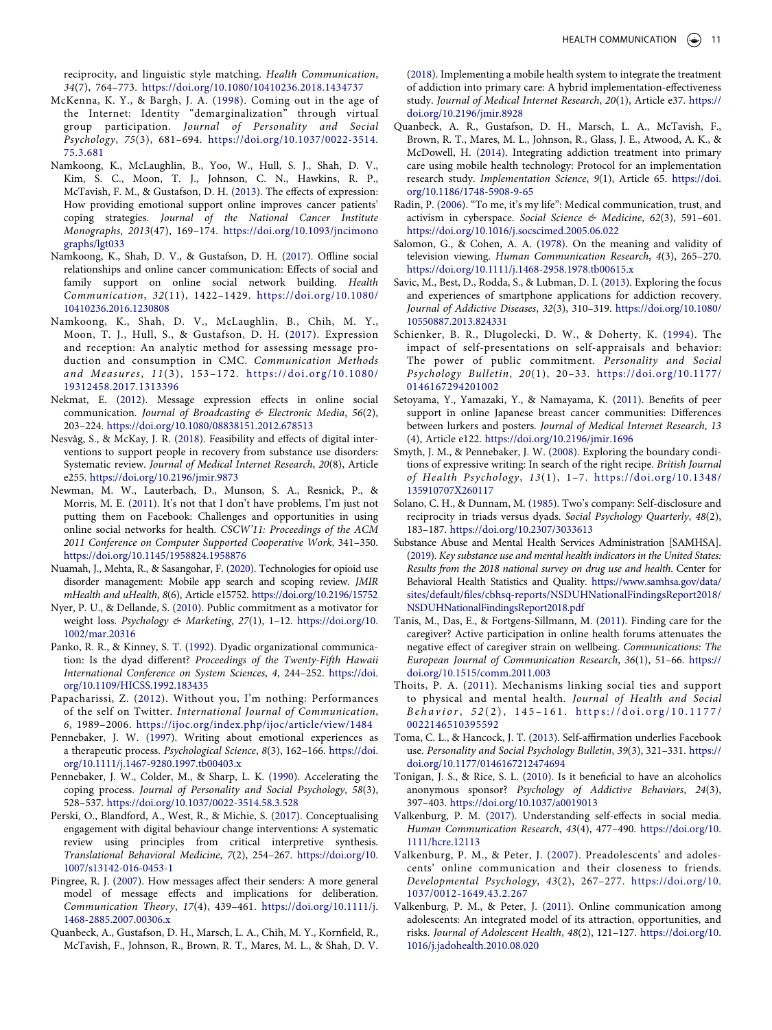reciprocity, and linguistic style matching. *Health Communication*, *34*(7), 764–773. https://doi.org/10.1080/10410236.2018.1434737

McKenna, K. Y., & Bargh, J. A. (1998). Coming out in the age of the Internet: Identity "demarginalization" through virtual group participation. *Journal of Personality and Social Psychology*, *75*(3), 681–694. https://doi.org/10.1037/0022-3514.75.3.681

Namkoong, K., McLaughlin, B., Yoo, W., Hull, S. J., Shah, D. V., Kim, S. C., Moon, T. J., Johnson, C. N., Hawkins, R. P., McTavish, F. M., & Gustafson, D. H. (2013). The effects of expression: How providing emotional support online improves cancer patients' coping strategies. *Journal of the National Cancer Institute Monographs*, *2013*(47), 169–174. https://doi.org/10.1093/jncimonographs/lgt033

Namkoong, K., Shah, D. V., & Gustafson, D. H. (2017). Offline social relationships and online cancer communication: Effects of social and family support on online social network building. *Health Communication*, *32*(11), 1422–1429. https://doi.org/10.1080/10410236.2016.1230808

Namkoong, K., Shah, D. V., McLaughlin, B., Chih, M. Y., Moon, T. J., Hull, S., & Gustafson, D. H. (2017). Expression and reception: An analytic method for assessing message production and consumption in CMC. *Communication Methods and Measures*, *11*(3), 153–172. https://doi.org/10.1080/19312458.2017.1313396

Nekmat, E. (2012). Message expression effects in online social communication. *Journal of Broadcasting & Electronic Media*, *56*(2), 203–224. https://doi.org/10.1080/08838151.2012.678513

Nesvåg, S., & McKay, J. R. (2018). Feasibility and effects of digital interventions to support people in recovery from substance use disorders: Systematic review. *Journal of Medical Internet Research*, *20*(8), Article e255. https://doi.org/10.2196/jmir.9873

Newman, M. W., Lauterbach, D., Munson, S. A., Resnick, P., & Morris, M. E. (2011). It's not that I don't have problems, I'm just not putting them on Facebook: Challenges and opportunities in using online social networks for health. *CSCW'11: Proceedings of the ACM 2011 Conference on Computer Supported Cooperative Work*, 341–350. https://doi.org/10.1145/1958824.1958876

Nuamah, J., Mehta, R., & Sasangohar, F. (2020). Technologies for opioid use disorder management: Mobile app search and scoping review. *JMIR mHealth and uHealth*, *8*(6), Article e15752. https://doi.org/10.2196/15752

Nyer, P. U., & Dellande, S. (2010). Public commitment as a motivator for weight loss. *Psychology & Marketing*, *27*(1), 1–12. https://doi.org/10.1002/mar.20316

Panko, R. R., & Kinney, S. T. (1992). Dyadic organizational communication: Is the dyad different? *Proceedings of the Twenty-Fifth Hawaii International Conference on System Sciences*, *4*, 244–252. https://doi.org/10.1109/HICSS.1992.183435

Papacharissi, Z. (2012). Without you, I'm nothing: Performances of the self on Twitter. *International Journal of Communication*, *6*, 1989–2006. https://ijoc.org/index.php/ijoc/article/view/1484

Pennebaker, J. W. (1997). Writing about emotional experiences as a therapeutic process. *Psychological Science*, *8*(3), 162–166. https://doi.org/10.1111/j.1467-9280.1997.tb00403.x

Pennebaker, J. W., Colder, M., & Sharp, L. K. (1990). Accelerating the coping process. *Journal of Personality and Social Psychology*, *58*(3), 528–537. https://doi.org/10.1037/0022-3514.58.3.528

Perski, O., Blandford, A., West, R., & Michie, S. (2017). Conceptualising engagement with digital behaviour change interventions: A systematic review using principles from critical interpretive synthesis. *Translational Behavioral Medicine*, *7*(2), 254–267. https://doi.org/10.1007/s13142-016-0453-1

Pingree, R. J. (2007). How messages affect their senders: A more general model of message effects and implications for deliberation. *Communication Theory*, *17*(4), 439–461. https://doi.org/10.1111/j.1468-2885.2007.00306.x

Quanbeck, A., Gustafson, D. H., Marsch, L. A., Chih, M. Y., Kornfield, R., McTavish, F., Johnson, R., Brown, R. T., Mares, M. L., & Shah, D. V. (2018). Implementing a mobile health system to integrate the treatment of addiction into primary care: A hybrid implementation-effectiveness study. *Journal of Medical Internet Research*, *20*(1), Article e37. https://doi.org/10.2196/jmir.8928

Quanbeck, A. R., Gustafson, D. H., Marsch, L. A., McTavish, F., Brown, R. T., Mares, M. L., Johnson, R., Glass, J. E., Atwood, A. K., & McDowell, H. (2014). Integrating addiction treatment into primary care using mobile health technology: Protocol for an implementation research study. *Implementation Science*, *9*(1), Article 65. https://doi.org/10.1186/1748-5908-9-65

Radin, P. (2006). "To me, it's my life": Medical communication, trust, and activism in cyberspace. *Social Science & Medicine*, *62*(3), 591–601. https://doi.org/10.1016/j.socscimed.2005.06.022

Salomon, G., & Cohen, A. A. (1978). On the meaning and validity of television viewing. *Human Communication Research*, *4*(3), 265–270. https://doi.org/10.1111/j.1468-2958.1978.tb00615.x

Savic, M., Best, D., Rodda, S., & Lubman, D. I. (2013). Exploring the focus and experiences of smartphone applications for addiction recovery. *Journal of Addictive Diseases*, *32*(3), 310–319. https://doi.org/10.1080/10550887.2013.824331

Schienker, B. R., Dlugolecki, D. W., & Doherty, K. (1994). The impact of self-presentations on self-appraisals and behavior: The power of public commitment. *Personality and Social Psychology Bulletin*, *20*(1), 20–33. https://doi.org/10.1177/0146167294201002

Setoyama, Y., Yamazaki, Y., & Namayama, K. (2011). Benefits of peer support in online Japanese breast cancer communities: Differences between lurkers and posters. *Journal of Medical Internet Research*, *13*(4), Article e122. https://doi.org/10.2196/jmir.1696

Smyth, J. M., & Pennebaker, J. W. (2008). Exploring the boundary conditions of expressive writing: In search of the right recipe. *British Journal of Health Psychology*, *13*(1), 1–7. https://doi.org/10.1348/135910707X260117

Solano, C. H., & Dunnam, M. (1985). Two's company: Self-disclosure and reciprocity in triads versus dyads. *Social Psychology Quarterly*, *48*(2), 183–187. https://doi.org/10.2307/3033613

Substance Abuse and Mental Health Services Administration [SAMHSA]. (2019). *Key substance use and mental health indicators in the United States: Results from the 2018 national survey on drug use and health.* Center for Behavioral Health Statistics and Quality. https://www.samhsa.gov/data/sites/default/files/cbhsq-reports/NSDUHNationalFindingsReport2018/NSDUHNationalFindingsReport2018.pdf

Tanis, M., Das, E., & Fortgens-Sillmann, M. (2011). Finding care for the caregiver? Active participation in online health forums attenuates the negative effect of caregiver strain on wellbeing. *Communications: The European Journal of Communication Research*, *36*(1), 51–66. https://doi.org/10.1515/comm.2011.003

Thoits, P. A. (2011). Mechanisms linking social ties and support to physical and mental health. *Journal of Health and Social Behavior*, *52*(2), 145–161. https://doi.org/10.1177/0022146510395592

Toma, C. L., & Hancock, J. T. (2013). Self-affirmation underlies Facebook use. *Personality and Social Psychology Bulletin*, *39*(3), 321–331. https://doi.org/10.1177/0146167212474694

Tonigan, J. S., & Rice, S. L. (2010). Is it beneficial to have an alcoholics anonymous sponsor? *Psychology of Addictive Behaviors*, *24*(3), 397–403. https://doi.org/10.1037/a0019013

Valkenburg, P. M. (2017). Understanding self-effects in social media. *Human Communication Research*, *43*(4), 477–490. https://doi.org/10.1111/hcre.12113

Valkenburg, P. M., & Peter, J. (2007). Preadolescents' and adolescents' online communication and their closeness to friends. *Developmental Psychology*, *43*(2), 267–277. https://doi.org/10.1037/0012-1649.43.2.267

Valkenburg, P. M., & Peter, J. (2011). Online communication among adolescents: An integrated model of its attraction, opportunities, and risks. *Journal of Adolescent Health*, *48*(2), 121–127. https://doi.org/10.1016/j.jadohealth.2010.08.020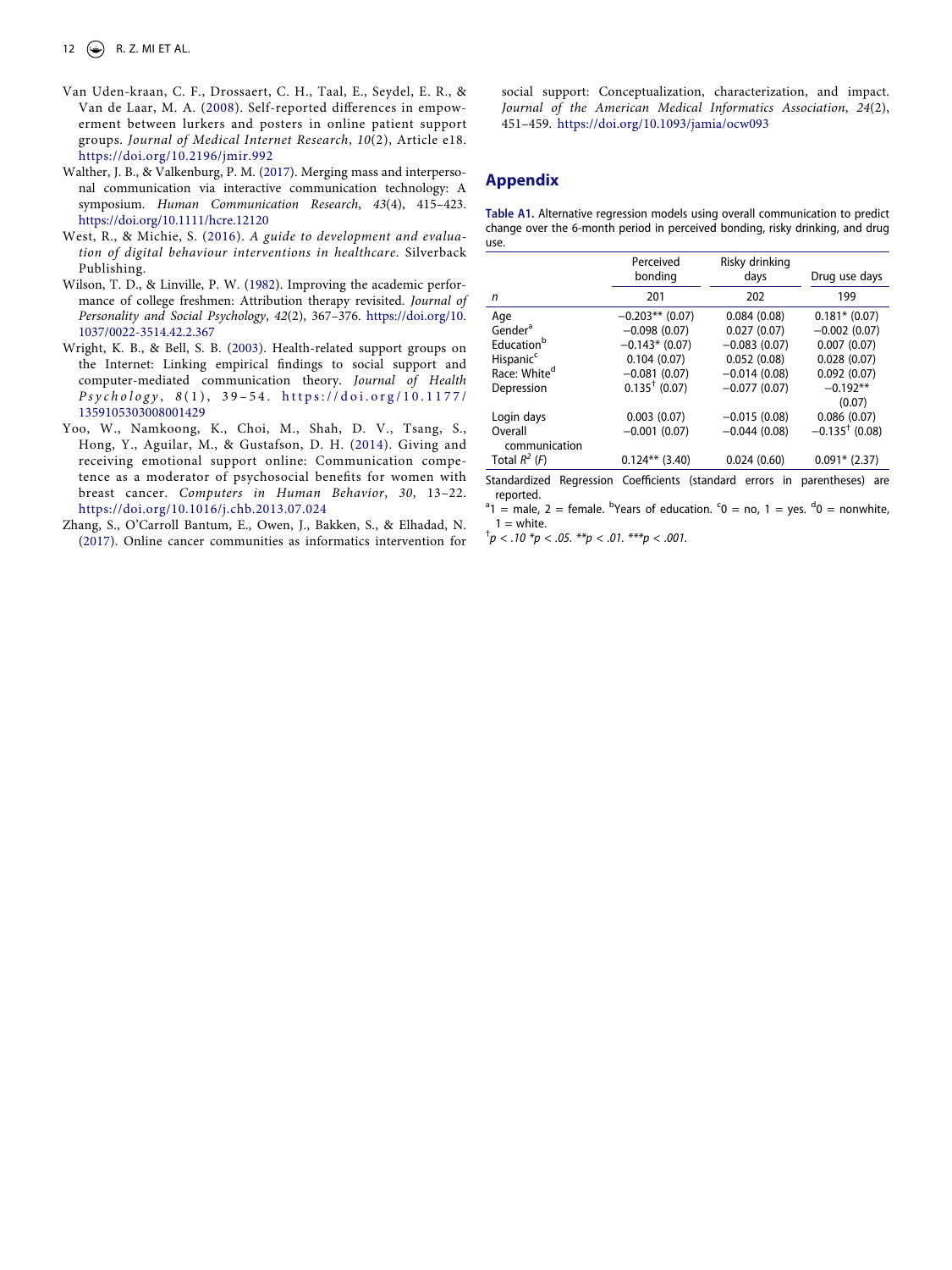Van Uden-kraan, C. F., Drossaert, C. H., Taal, E., Seydel, E. R., & Van de Laar, M. A. (2008). Self-reported differences in empowerment between lurkers and posters in online patient support groups. *Journal of Medical Internet Research*, *10*(2), Article e18. https://doi.org/10.2196/jmir.992

Walther, J. B., & Valkenburg, P. M. (2017). Merging mass and interpersonal communication via interactive communication technology: A symposium. *Human Communication Research*, *43*(4), 415–423. https://doi.org/10.1111/hcre.12120

West, R., & Michie, S. (2016). *A guide to development and evaluation of digital behaviour interventions in healthcare*. Silverback Publishing.

Wilson, T. D., & Linville, P. W. (1982). Improving the academic performance of college freshmen: Attribution therapy revisited. *Journal of Personality and Social Psychology*, *42*(2), 367–376. https://doi.org/10.1037/0022-3514.42.2.367

Wright, K. B., & Bell, S. B. (2003). Health-related support groups on the Internet: Linking empirical findings to social support and computer-mediated communication theory. *Journal of Health Psychology*, *8*(1), 39–54. https://doi.org/10.1177/1359105303008001429

Yoo, W., Namkoong, K., Choi, M., Shah, D. V., Tsang, S., Hong, Y., Aguilar, M., & Gustafson, D. H. (2014). Giving and receiving emotional support online: Communication competence as a moderator of psychosocial benefits for women with breast cancer. *Computers in Human Behavior*, *30*, 13–22. https://doi.org/10.1016/j.chb.2013.07.024

Zhang, S., O'Carroll Bantum, E., Owen, J., Bakken, S., & Elhadad, N. (2017). Online cancer communities as informatics intervention for social support: Conceptualization, characterization, and impact. *Journal of the American Medical Informatics Association*, *24*(2), 451–459. https://doi.org/10.1093/jamia/ocw093

## Appendix

**Table A1.** Alternative regression models using overall communication to predict change over the 6-month period in perceived bonding, risky drinking, and drug use.

| | Perceived bonding | Risky drinking days | Drug use days |
|---|---|---|---|
| *n* | 201 | 202 | 199 |
| Age | −0.203** (0.07) | 0.084 (0.08) | 0.181* (0.07) |
| Gender[a] | −0.098 (0.07) | 0.027 (0.07) | −0.002 (0.07) |
| Education[b] | −0.143* (0.07) | −0.083 (0.07) | 0.007 (0.07) |
| Hispanic[c] | 0.104 (0.07) | 0.052 (0.08) | 0.028 (0.07) |
| Race: White[d] | −0.081 (0.07) | −0.014 (0.08) | 0.092 (0.07) |
| Depression | 0.135[†] (0.07) | −0.077 (0.07) | −0.192** (0.07) |
| Login days | 0.003 (0.07) | −0.015 (0.08) | 0.086 (0.07) |
| Overall communication | −0.001 (0.07) | −0.044 (0.08) | −0.135[†] (0.08) |
| Total $R^2$ (*F*) | 0.124** (3.40) | 0.024 (0.60) | 0.091* (2.37) |

Standardized Regression Coefficients (standard errors in parentheses) are reported.

[a]1 = male, 2 = female. [b]Years of education. [c]0 = no, 1 = yes. [d]0 = nonwhite, 1 = white.

[†]*p* < .10 \**p* < .05. \*\**p* < .01. \*\*\**p* < .001.